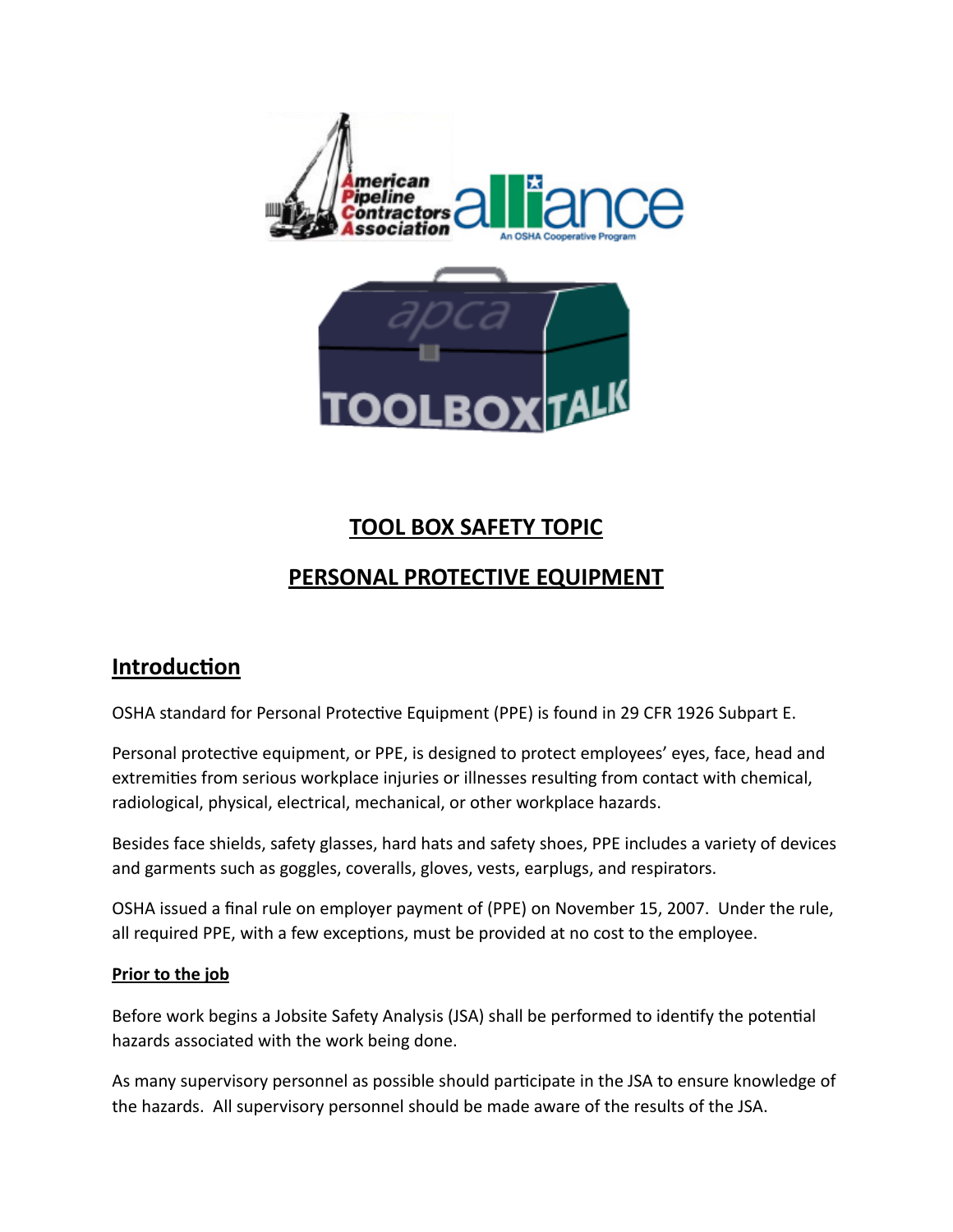# TOOL BOX SAFETY TOPIC

# PERSONAL PROTECTIVE EQUIPMENT

## Introduction

OSHA standard for Personal Protective Equipment (PPE) is found in 29 CFR 1926 Subpart E.

Personal protective equipment, or PPE, is designed to protect employees' eyes, face, head and extremities from serious workplace injuries or illnesses resulting from contact with chemical, radiological, physical, electrical, mechanical, or other workplace hazards.

Besides face shields, safety glasses, hard hats and safety shoes, PPE includes a variety of devices and garments such as goggles, coveralls, gloves, vests, earplugs, and respirators.

OSHA issued a final rule on employer payment of (PPE) on November 15, 2007. Under the rule, all required PPE, with a few exceptions, must be provided at no cost to the employee.

**Prior to the job**

Before work begins a Jobsite Safety Analysis (JSA) shall be performed to identify the potential hazards associated with the work being done.

As many supervisory personnel as possible should participate in the JSA to ensure knowledge of the hazards. All supervisory personnel should be made aware of the results of the JSA.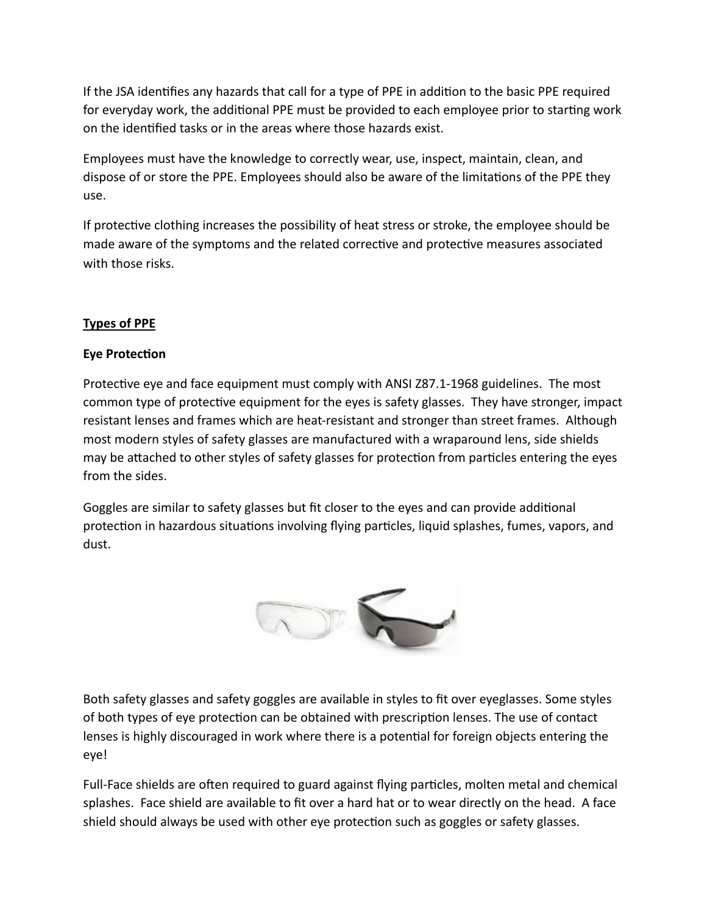If the JSA identifies any hazards that call for a type of PPE in addition to the basic PPE required for everyday work, the additional PPE must be provided to each employee prior to starting work on the identified tasks or in the areas where those hazards exist.

Employees must have the knowledge to correctly wear, use, inspect, maintain, clean, and dispose of or store the PPE. Employees should also be aware of the limitations of the PPE they use.

If protective clothing increases the possibility of heat stress or stroke, the employee should be made aware of the symptoms and the related corrective and protective measures associated with those risks.

## <u>Types of PPE</u>

### Eye Protection

Protective eye and face equipment must comply with ANSI Z87.1-1968 guidelines. The most common type of protective equipment for the eyes is safety glasses. They have stronger, impact resistant lenses and frames which are heat-resistant and stronger than street frames. Although most modern styles of safety glasses are manufactured with a wraparound lens, side shields may be attached to other styles of safety glasses for protection from particles entering the eyes from the sides.

Goggles are similar to safety glasses but fit closer to the eyes and can provide additional protection in hazardous situations involving flying particles, liquid splashes, fumes, vapors, and dust.

Both safety glasses and safety goggles are available in styles to fit over eyeglasses. Some styles of both types of eye protection can be obtained with prescription lenses. The use of contact lenses is highly discouraged in work where there is a potential for foreign objects entering the eye!

Full-Face shields are often required to guard against flying particles, molten metal and chemical splashes. Face shield are available to fit over a hard hat or to wear directly on the head. A face shield should always be used with other eye protection such as goggles or safety glasses.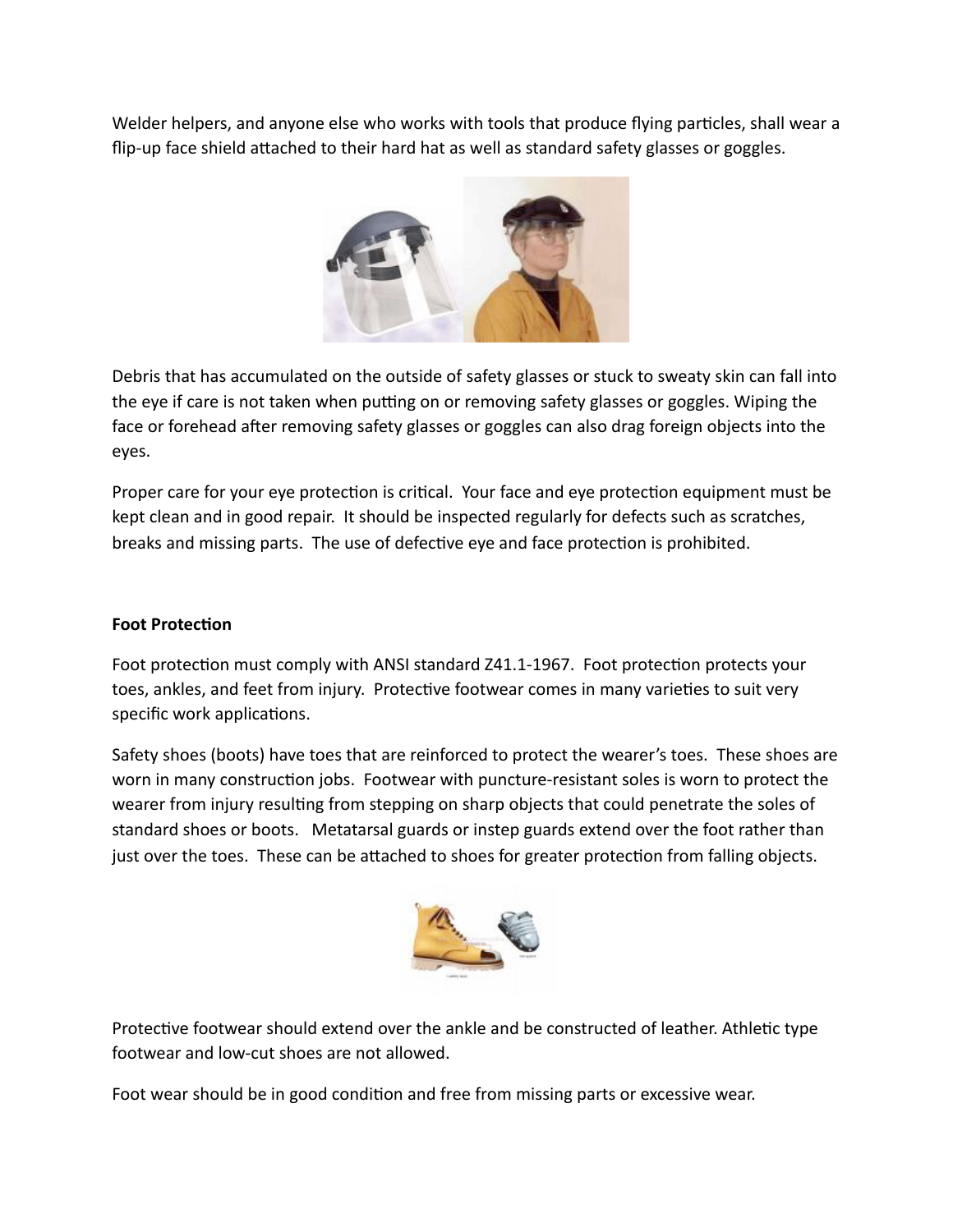Welder helpers, and anyone else who works with tools that produce flying particles, shall wear a flip-up face shield attached to their hard hat as well as standard safety glasses or goggles.

Debris that has accumulated on the outside of safety glasses or stuck to sweaty skin can fall into the eye if care is not taken when putting on or removing safety glasses or goggles. Wiping the face or forehead after removing safety glasses or goggles can also drag foreign objects into the eyes.

Proper care for your eye protection is critical. Your face and eye protection equipment must be kept clean and in good repair. It should be inspected regularly for defects such as scratches, breaks and missing parts. The use of defective eye and face protection is prohibited.

**Foot Protection**

Foot protection must comply with ANSI standard Z41.1-1967. Foot protection protects your toes, ankles, and feet from injury. Protective footwear comes in many varieties to suit very specific work applications.

Safety shoes (boots) have toes that are reinforced to protect the wearer's toes. These shoes are worn in many construction jobs. Footwear with puncture-resistant soles is worn to protect the wearer from injury resulting from stepping on sharp objects that could penetrate the soles of standard shoes or boots. Metatarsal guards or instep guards extend over the foot rather than just over the toes. These can be attached to shoes for greater protection from falling objects.

Protective footwear should extend over the ankle and be constructed of leather. Athletic type footwear and low-cut shoes are not allowed.

Foot wear should be in good condition and free from missing parts or excessive wear.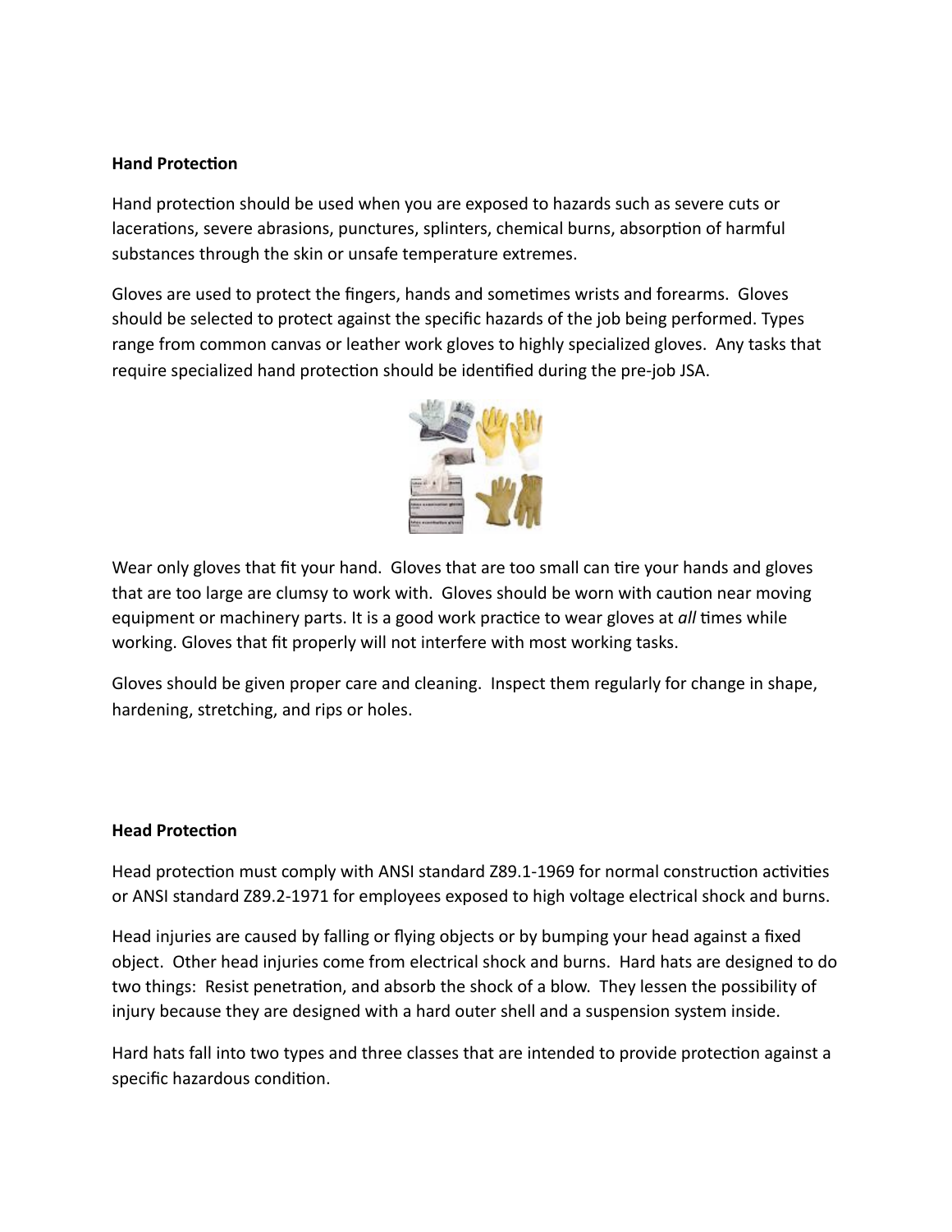**Hand Protection**

Hand protection should be used when you are exposed to hazards such as severe cuts or lacerations, severe abrasions, punctures, splinters, chemical burns, absorption of harmful substances through the skin or unsafe temperature extremes.

Gloves are used to protect the fingers, hands and sometimes wrists and forearms. Gloves should be selected to protect against the specific hazards of the job being performed. Types range from common canvas or leather work gloves to highly specialized gloves. Any tasks that require specialized hand protection should be identified during the pre-job JSA.

Wear only gloves that fit your hand. Gloves that are too small can tire your hands and gloves that are too large are clumsy to work with. Gloves should be worn with caution near moving equipment or machinery parts. It is a good work practice to wear gloves at *all* times while working. Gloves that fit properly will not interfere with most working tasks.

Gloves should be given proper care and cleaning. Inspect them regularly for change in shape, hardening, stretching, and rips or holes.

**Head Protection**

Head protection must comply with ANSI standard Z89.1-1969 for normal construction activities or ANSI standard Z89.2-1971 for employees exposed to high voltage electrical shock and burns.

Head injuries are caused by falling or flying objects or by bumping your head against a fixed object. Other head injuries come from electrical shock and burns. Hard hats are designed to do two things: Resist penetration, and absorb the shock of a blow. They lessen the possibility of injury because they are designed with a hard outer shell and a suspension system inside.

Hard hats fall into two types and three classes that are intended to provide protection against a specific hazardous condition.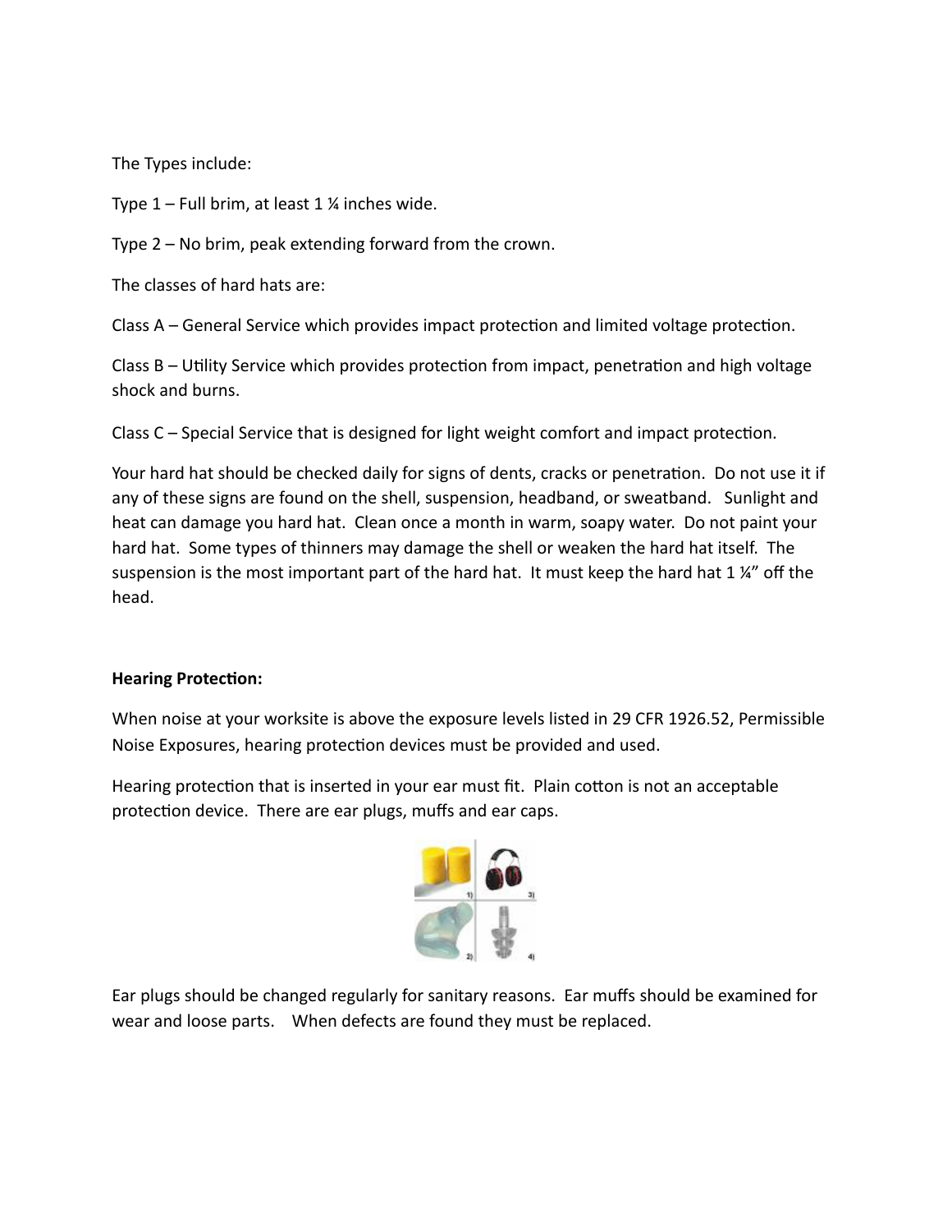The Types include:

Type 1 – Full brim, at least 1 ¼ inches wide.

Type 2 – No brim, peak extending forward from the crown.

The classes of hard hats are:

Class A – General Service which provides impact protection and limited voltage protection.

Class B – Utility Service which provides protection from impact, penetration and high voltage shock and burns.

Class C – Special Service that is designed for light weight comfort and impact protection.

Your hard hat should be checked daily for signs of dents, cracks or penetration. Do not use it if any of these signs are found on the shell, suspension, headband, or sweatband. Sunlight and heat can damage you hard hat. Clean once a month in warm, soapy water. Do not paint your hard hat. Some types of thinners may damage the shell or weaken the hard hat itself. The suspension is the most important part of the hard hat. It must keep the hard hat 1 ¼" off the head.

**Hearing Protection:**

When noise at your worksite is above the exposure levels listed in 29 CFR 1926.52, Permissible Noise Exposures, hearing protection devices must be provided and used.

Hearing protection that is inserted in your ear must fit. Plain cotton is not an acceptable protection device. There are ear plugs, muffs and ear caps.

Ear plugs should be changed regularly for sanitary reasons. Ear muffs should be examined for wear and loose parts. When defects are found they must be replaced.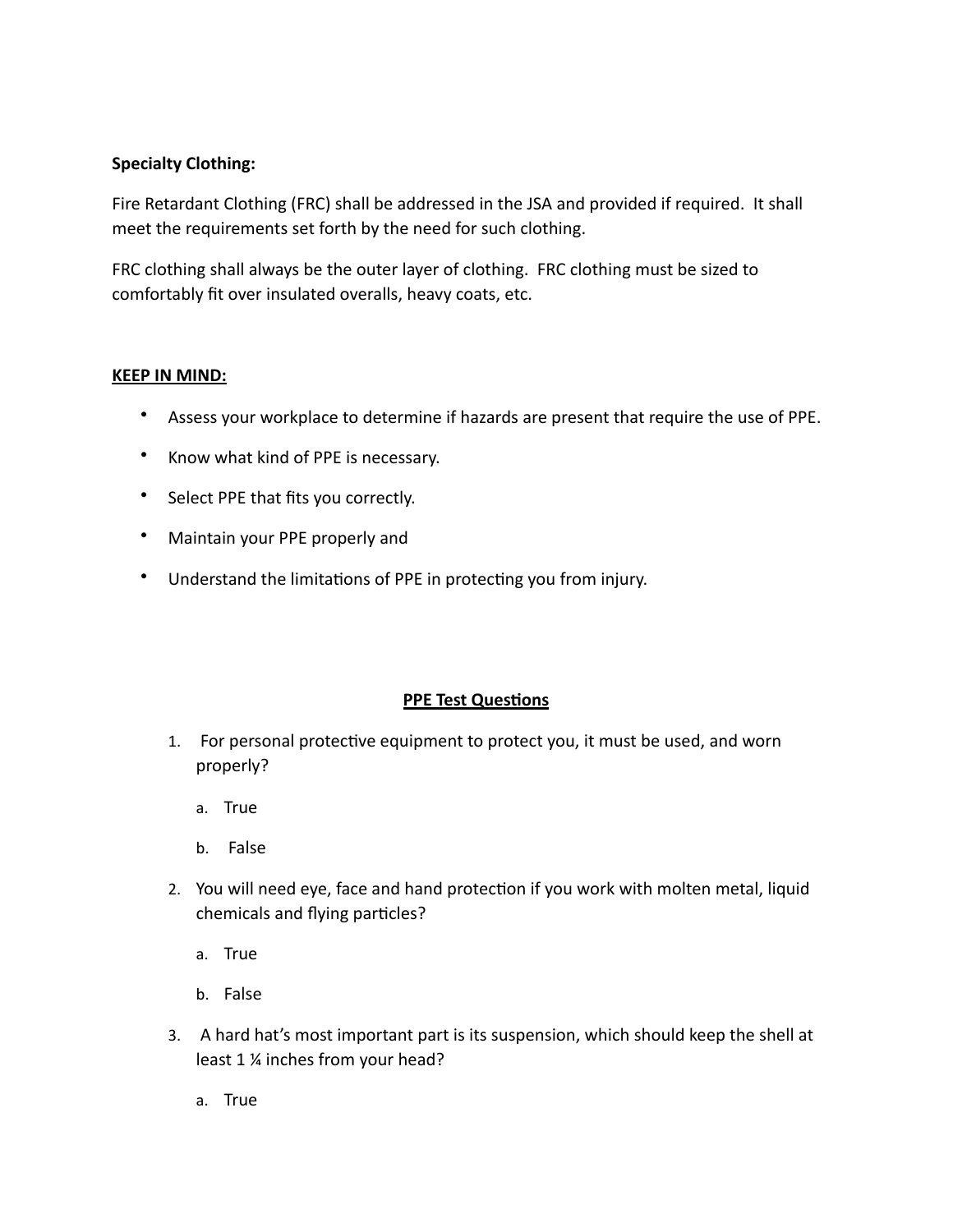**Specialty Clothing:**

Fire Retardant Clothing (FRC) shall be addressed in the JSA and provided if required. It shall meet the requirements set forth by the need for such clothing.

FRC clothing shall always be the outer layer of clothing. FRC clothing must be sized to comfortably fit over insulated overalls, heavy coats, etc.

**KEEP IN MIND:**

- Assess your workplace to determine if hazards are present that require the use of PPE.
- Know what kind of PPE is necessary.
- Select PPE that fits you correctly.
- Maintain your PPE properly and
- Understand the limitations of PPE in protecting you from injury.

## PPE Test Questions

1. For personal protective equipment to protect you, it must be used, and worn properly?
   a. True
   b. False
2. You will need eye, face and hand protection if you work with molten metal, liquid chemicals and flying particles?
   a. True
   b. False
3. A hard hat's most important part is its suspension, which should keep the shell at least 1 ¼ inches from your head?
   a. True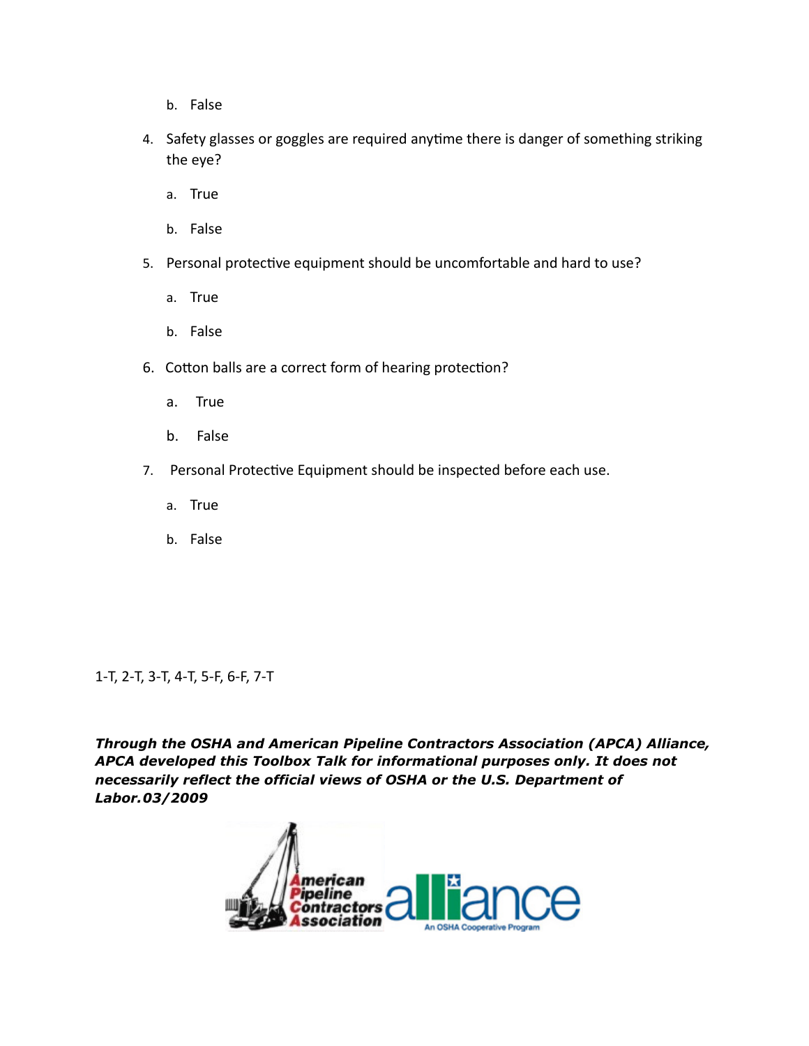b. False

4. Safety glasses or goggles are required anytime there is danger of something striking the eye?

   a. True

   b. False

5. Personal protective equipment should be uncomfortable and hard to use?

   a. True

   b. False

6. Cotton balls are a correct form of hearing protection?

   a. True

   b. False

7. Personal Protective Equipment should be inspected before each use.

   a. True

   b. False

1-T, 2-T, 3-T, 4-T, 5-F, 6-F, 7-T

***Through the OSHA and American Pipeline Contractors Association (APCA) Alliance, APCA developed this Toolbox Talk for informational purposes only. It does not necessarily reflect the official views of OSHA or the U.S. Department of Labor.03/2009***

American Pipeline Contractors Association

alliance

An OSHA Cooperative Program